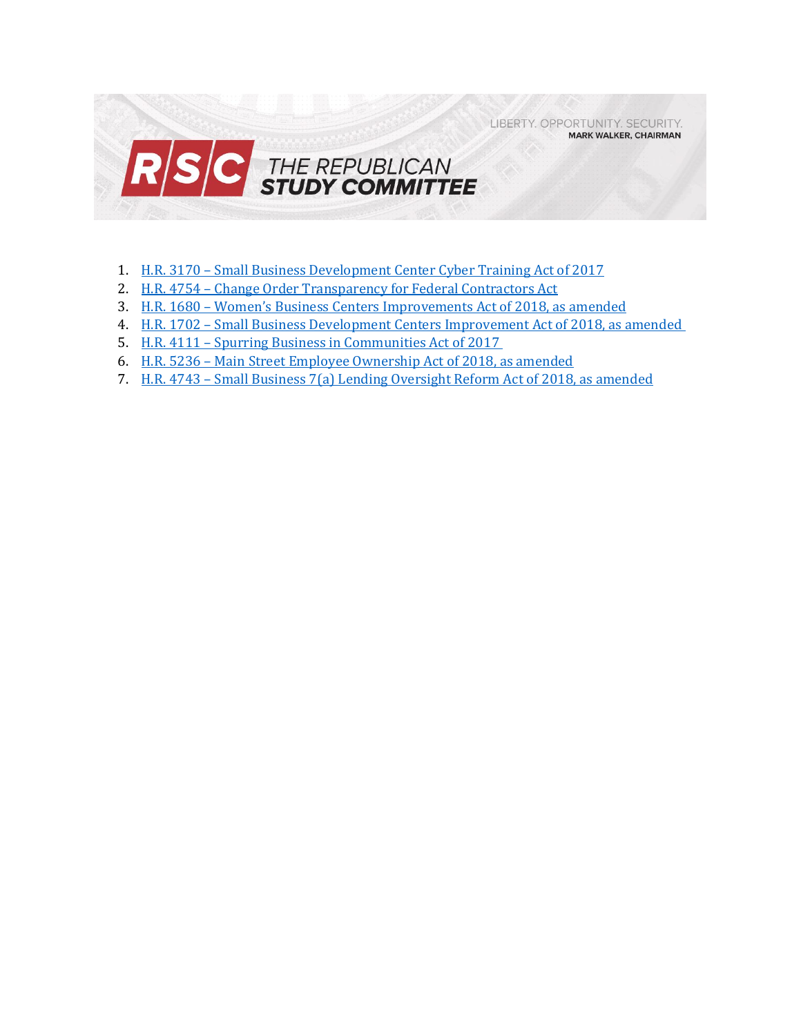LIBERTY. OPPORTUNITY. SECURITY.
**MARK WALKER, CHAIRMAN**

# RSC THE REPUBLICAN STUDY COMMITTEE

1. H.R. 3170 – Small Business Development Center Cyber Training Act of 2017
2. H.R. 4754 – Change Order Transparency for Federal Contractors Act
3. H.R. 1680 – Women's Business Centers Improvements Act of 2018, as amended
4. H.R. 1702 – Small Business Development Centers Improvement Act of 2018, as amended
5. H.R. 4111 – Spurring Business in Communities Act of 2017
6. H.R. 5236 – Main Street Employee Ownership Act of 2018, as amended
7. H.R. 4743 – Small Business 7(a) Lending Oversight Reform Act of 2018, as amended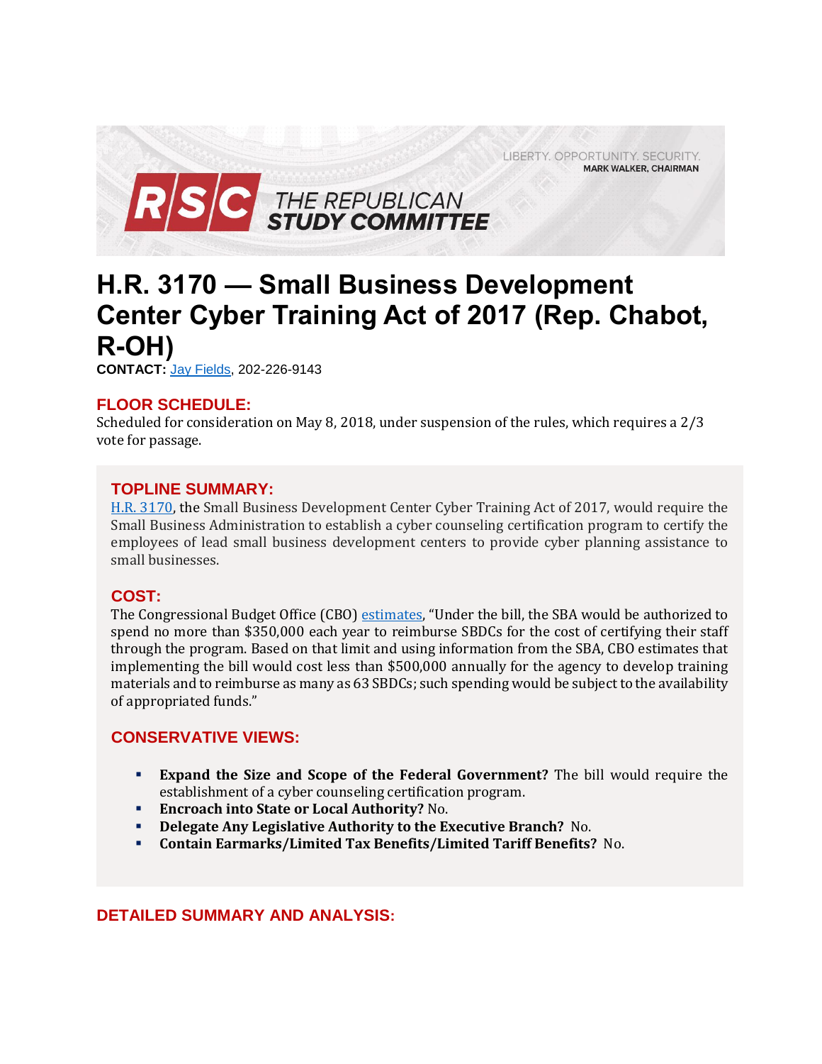# H.R. 3170 — Small Business Development Center Cyber Training Act of 2017 (Rep. Chabot, R-OH)

**CONTACT:** Jay Fields, 202-226-9143

## FLOOR SCHEDULE:

Scheduled for consideration on May 8, 2018, under suspension of the rules, which requires a 2/3 vote for passage.

## TOPLINE SUMMARY:

H.R. 3170, the Small Business Development Center Cyber Training Act of 2017, would require the Small Business Administration to establish a cyber counseling certification program to certify the employees of lead small business development centers to provide cyber planning assistance to small businesses.

## COST:

The Congressional Budget Office (CBO) estimates, "Under the bill, the SBA would be authorized to spend no more than $350,000 each year to reimburse SBDCs for the cost of certifying their staff through the program. Based on that limit and using information from the SBA, CBO estimates that implementing the bill would cost less than $500,000 annually for the agency to develop training materials and to reimburse as many as 63 SBDCs; such spending would be subject to the availability of appropriated funds."

## CONSERVATIVE VIEWS:

- **Expand the Size and Scope of the Federal Government?** The bill would require the establishment of a cyber counseling certification program.
- **Encroach into State or Local Authority?** No.
- **Delegate Any Legislative Authority to the Executive Branch?** No.
- **Contain Earmarks/Limited Tax Benefits/Limited Tariff Benefits?** No.

## DETAILED SUMMARY AND ANALYSIS: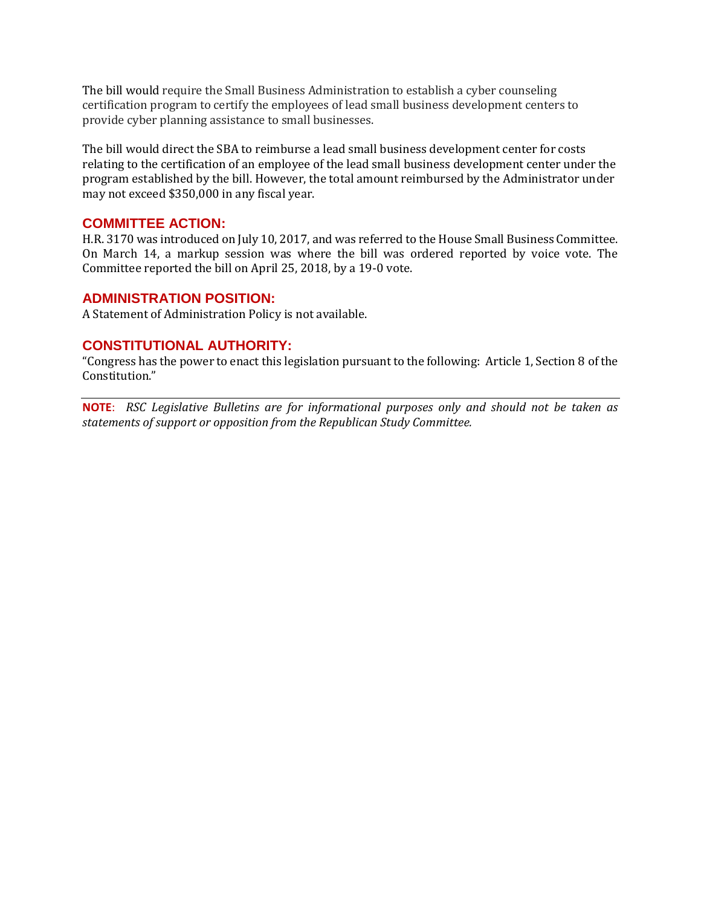The bill would require the Small Business Administration to establish a cyber counseling certification program to certify the employees of lead small business development centers to provide cyber planning assistance to small businesses.

The bill would direct the SBA to reimburse a lead small business development center for costs relating to the certification of an employee of the lead small business development center under the program established by the bill. However, the total amount reimbursed by the Administrator under may not exceed $350,000 in any fiscal year.

## COMMITTEE ACTION:

H.R. 3170 was introduced on July 10, 2017, and was referred to the House Small Business Committee. On March 14, a markup session was where the bill was ordered reported by voice vote. The Committee reported the bill on April 25, 2018, by a 19-0 vote.

## ADMINISTRATION POSITION:

A Statement of Administration Policy is not available.

## CONSTITUTIONAL AUTHORITY:

"Congress has the power to enact this legislation pursuant to the following: Article 1, Section 8 of the Constitution."

---

**NOTE**: *RSC Legislative Bulletins are for informational purposes only and should not be taken as statements of support or opposition from the Republican Study Committee.*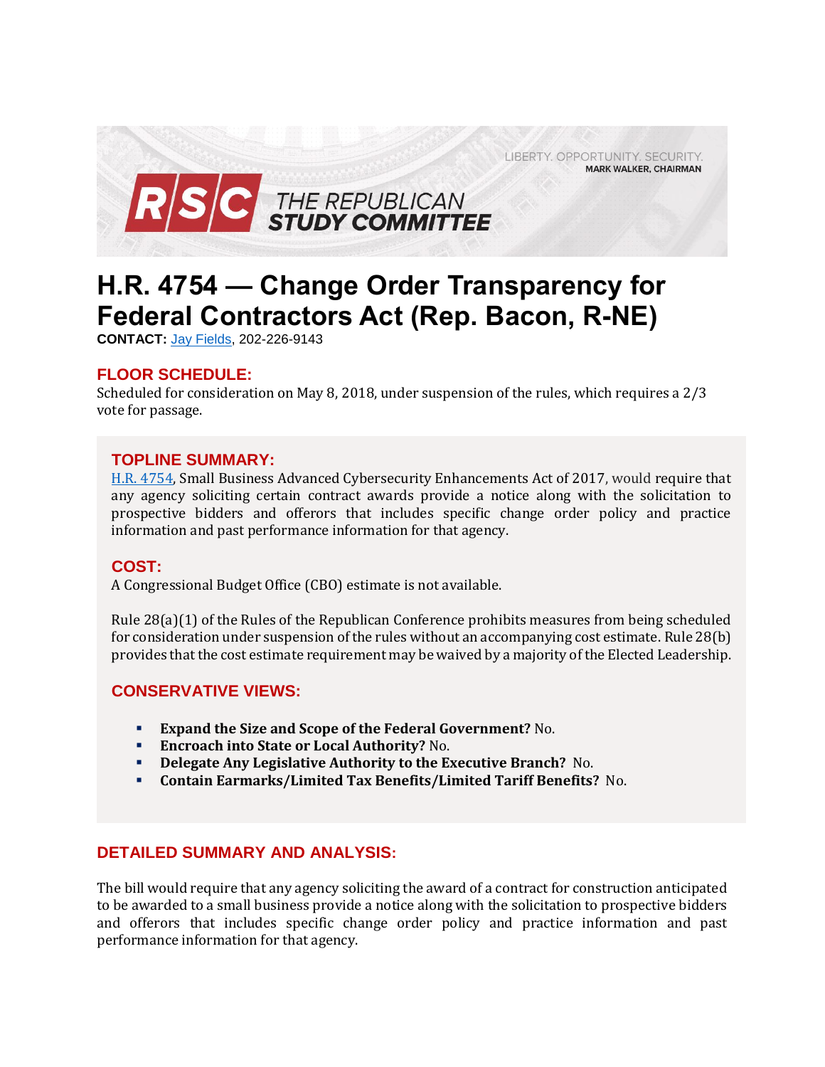LIBERTY. OPPORTUNITY. SECURITY.
**MARK WALKER, CHAIRMAN**

RSC THE REPUBLICAN STUDY COMMITTEE

# H.R. 4754 — Change Order Transparency for Federal Contractors Act (Rep. Bacon, R-NE)

**CONTACT:** Jay Fields, 202-226-9143

## FLOOR SCHEDULE:

Scheduled for consideration on May 8, 2018, under suspension of the rules, which requires a 2/3 vote for passage.

## TOPLINE SUMMARY:

H.R. 4754, Small Business Advanced Cybersecurity Enhancements Act of 2017, would require that any agency soliciting certain contract awards provide a notice along with the solicitation to prospective bidders and offerors that includes specific change order policy and practice information and past performance information for that agency.

## COST:

A Congressional Budget Office (CBO) estimate is not available.

Rule 28(a)(1) of the Rules of the Republican Conference prohibits measures from being scheduled for consideration under suspension of the rules without an accompanying cost estimate. Rule 28(b) provides that the cost estimate requirement may be waived by a majority of the Elected Leadership.

## CONSERVATIVE VIEWS:

- **Expand the Size and Scope of the Federal Government?** No.
- **Encroach into State or Local Authority?** No.
- **Delegate Any Legislative Authority to the Executive Branch?** No.
- **Contain Earmarks/Limited Tax Benefits/Limited Tariff Benefits?** No.

## DETAILED SUMMARY AND ANALYSIS:

The bill would require that any agency soliciting the award of a contract for construction anticipated to be awarded to a small business provide a notice along with the solicitation to prospective bidders and offerors that includes specific change order policy and practice information and past performance information for that agency.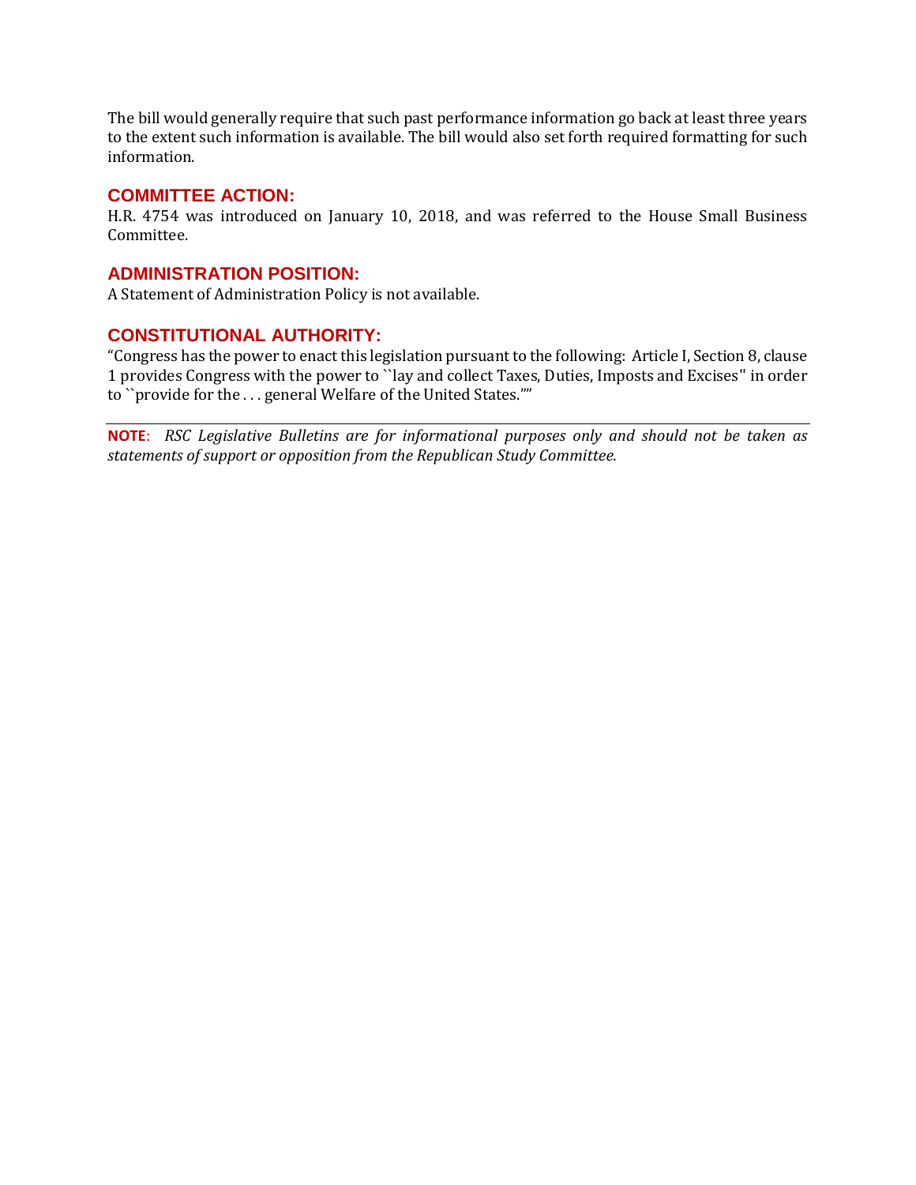The bill would generally require that such past performance information go back at least three years to the extent such information is available. The bill would also set forth required formatting for such information.

## COMMITTEE ACTION:

H.R. 4754 was introduced on January 10, 2018, and was referred to the House Small Business Committee.

## ADMINISTRATION POSITION:

A Statement of Administration Policy is not available.

## CONSTITUTIONAL AUTHORITY:

"Congress has the power to enact this legislation pursuant to the following: Article I, Section 8, clause 1 provides Congress with the power to ``lay and collect Taxes, Duties, Imposts and Excises'' in order to ``provide for the . . . general Welfare of the United States.''"

---

**NOTE**: *RSC Legislative Bulletins are for informational purposes only and should not be taken as statements of support or opposition from the Republican Study Committee.*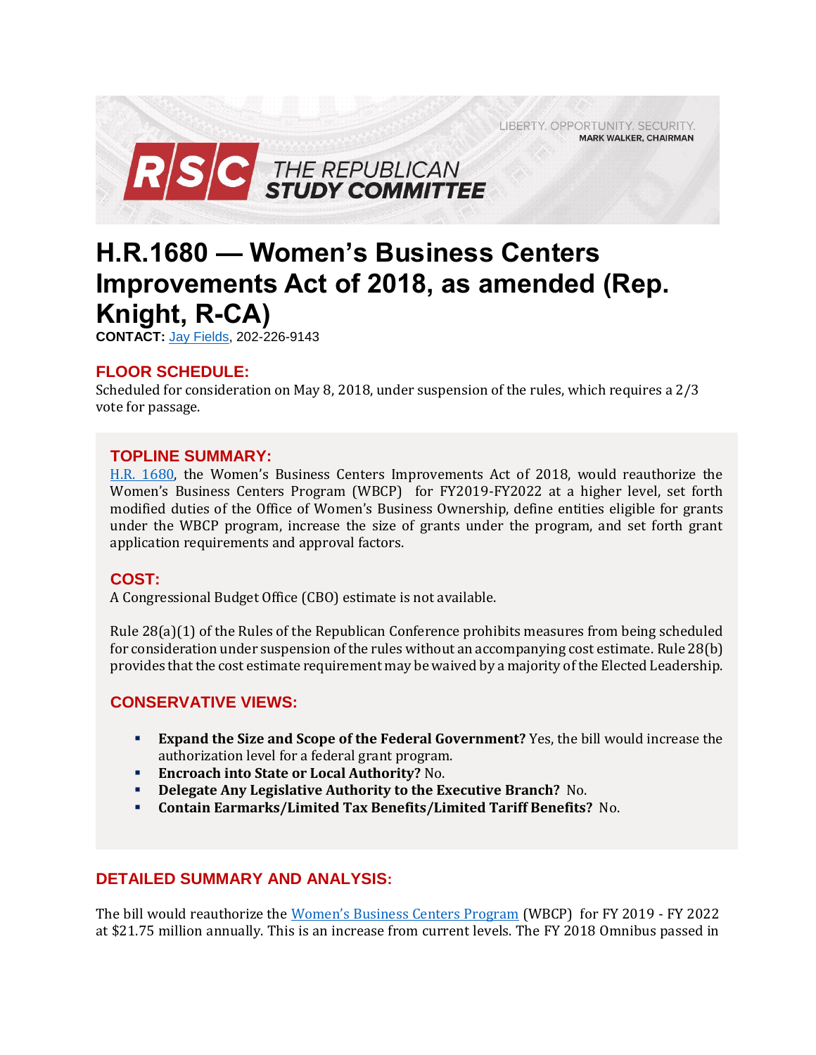LIBERTY. OPPORTUNITY. SECURITY.
MARK WALKER, CHAIRMAN

RSC THE REPUBLICAN STUDY COMMITTEE

# H.R.1680 — Women's Business Centers Improvements Act of 2018, as amended (Rep. Knight, R-CA)

**CONTACT:** Jay Fields, 202-226-9143

## FLOOR SCHEDULE:

Scheduled for consideration on May 8, 2018, under suspension of the rules, which requires a 2/3 vote for passage.

## TOPLINE SUMMARY:

H.R. 1680, the Women's Business Centers Improvements Act of 2018, would reauthorize the Women's Business Centers Program (WBCP) for FY2019-FY2022 at a higher level, set forth modified duties of the Office of Women's Business Ownership, define entities eligible for grants under the WBCP program, increase the size of grants under the program, and set forth grant application requirements and approval factors.

## COST:

A Congressional Budget Office (CBO) estimate is not available.

Rule 28(a)(1) of the Rules of the Republican Conference prohibits measures from being scheduled for consideration under suspension of the rules without an accompanying cost estimate. Rule 28(b) provides that the cost estimate requirement may be waived by a majority of the Elected Leadership.

## CONSERVATIVE VIEWS:

- **Expand the Size and Scope of the Federal Government?** Yes, the bill would increase the authorization level for a federal grant program.
- **Encroach into State or Local Authority?** No.
- **Delegate Any Legislative Authority to the Executive Branch?** No.
- **Contain Earmarks/Limited Tax Benefits/Limited Tariff Benefits?** No.

## DETAILED SUMMARY AND ANALYSIS:

The bill would reauthorize the Women's Business Centers Program (WBCP) for FY 2019 - FY 2022 at $21.75 million annually. This is an increase from current levels. The FY 2018 Omnibus passed in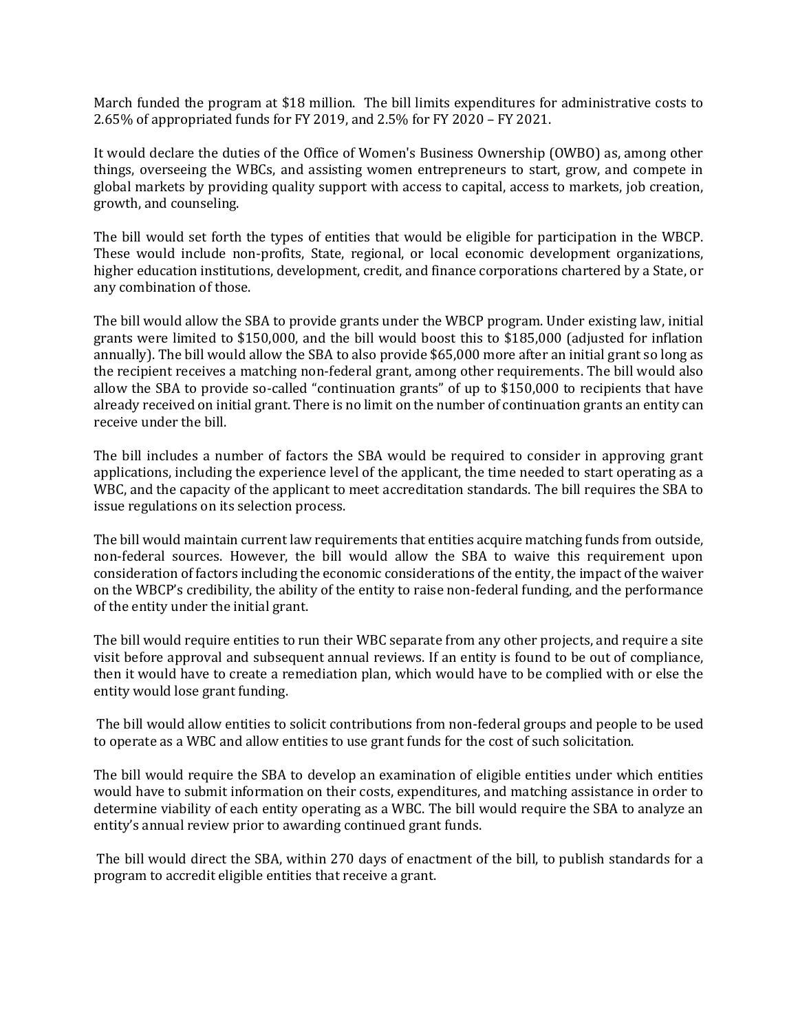March funded the program at $18 million. The bill limits expenditures for administrative costs to 2.65% of appropriated funds for FY 2019, and 2.5% for FY 2020 – FY 2021.

It would declare the duties of the Office of Women's Business Ownership (OWBO) as, among other things, overseeing the WBCs, and assisting women entrepreneurs to start, grow, and compete in global markets by providing quality support with access to capital, access to markets, job creation, growth, and counseling.

The bill would set forth the types of entities that would be eligible for participation in the WBCP. These would include non-profits, State, regional, or local economic development organizations, higher education institutions, development, credit, and finance corporations chartered by a State, or any combination of those.

The bill would allow the SBA to provide grants under the WBCP program. Under existing law, initial grants were limited to $150,000, and the bill would boost this to $185,000 (adjusted for inflation annually). The bill would allow the SBA to also provide $65,000 more after an initial grant so long as the recipient receives a matching non-federal grant, among other requirements. The bill would also allow the SBA to provide so-called "continuation grants" of up to $150,000 to recipients that have already received on initial grant. There is no limit on the number of continuation grants an entity can receive under the bill.

The bill includes a number of factors the SBA would be required to consider in approving grant applications, including the experience level of the applicant, the time needed to start operating as a WBC, and the capacity of the applicant to meet accreditation standards. The bill requires the SBA to issue regulations on its selection process.

The bill would maintain current law requirements that entities acquire matching funds from outside, non-federal sources. However, the bill would allow the SBA to waive this requirement upon consideration of factors including the economic considerations of the entity, the impact of the waiver on the WBCP's credibility, the ability of the entity to raise non-federal funding, and the performance of the entity under the initial grant.

The bill would require entities to run their WBC separate from any other projects, and require a site visit before approval and subsequent annual reviews. If an entity is found to be out of compliance, then it would have to create a remediation plan, which would have to be complied with or else the entity would lose grant funding.

The bill would allow entities to solicit contributions from non-federal groups and people to be used to operate as a WBC and allow entities to use grant funds for the cost of such solicitation.

The bill would require the SBA to develop an examination of eligible entities under which entities would have to submit information on their costs, expenditures, and matching assistance in order to determine viability of each entity operating as a WBC. The bill would require the SBA to analyze an entity's annual review prior to awarding continued grant funds.

The bill would direct the SBA, within 270 days of enactment of the bill, to publish standards for a program to accredit eligible entities that receive a grant.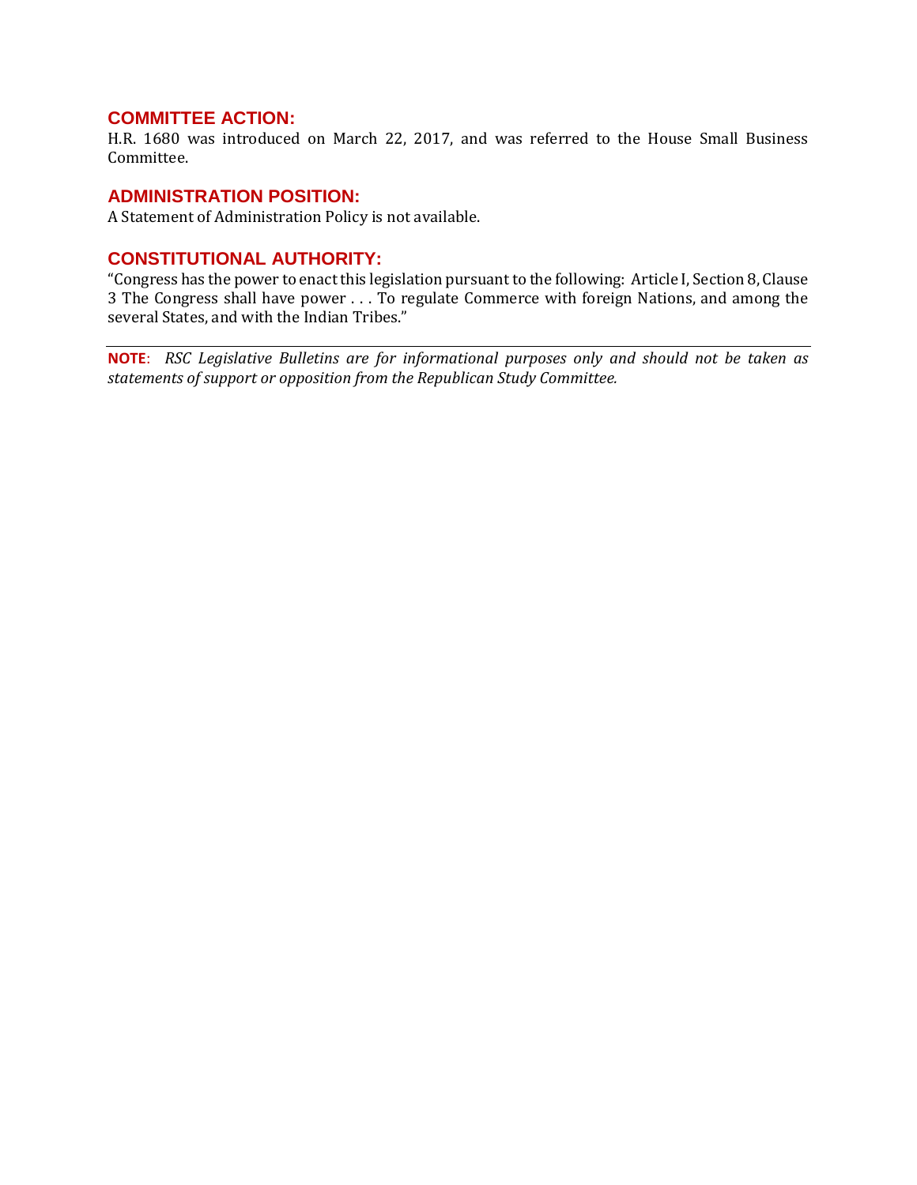## COMMITTEE ACTION:

H.R. 1680 was introduced on March 22, 2017, and was referred to the House Small Business Committee.

## ADMINISTRATION POSITION:

A Statement of Administration Policy is not available.

## CONSTITUTIONAL AUTHORITY:

"Congress has the power to enact this legislation pursuant to the following: Article I, Section 8, Clause 3 The Congress shall have power . . . To regulate Commerce with foreign Nations, and among the several States, and with the Indian Tribes."

---

**NOTE**: *RSC Legislative Bulletins are for informational purposes only and should not be taken as statements of support or opposition from the Republican Study Committee.*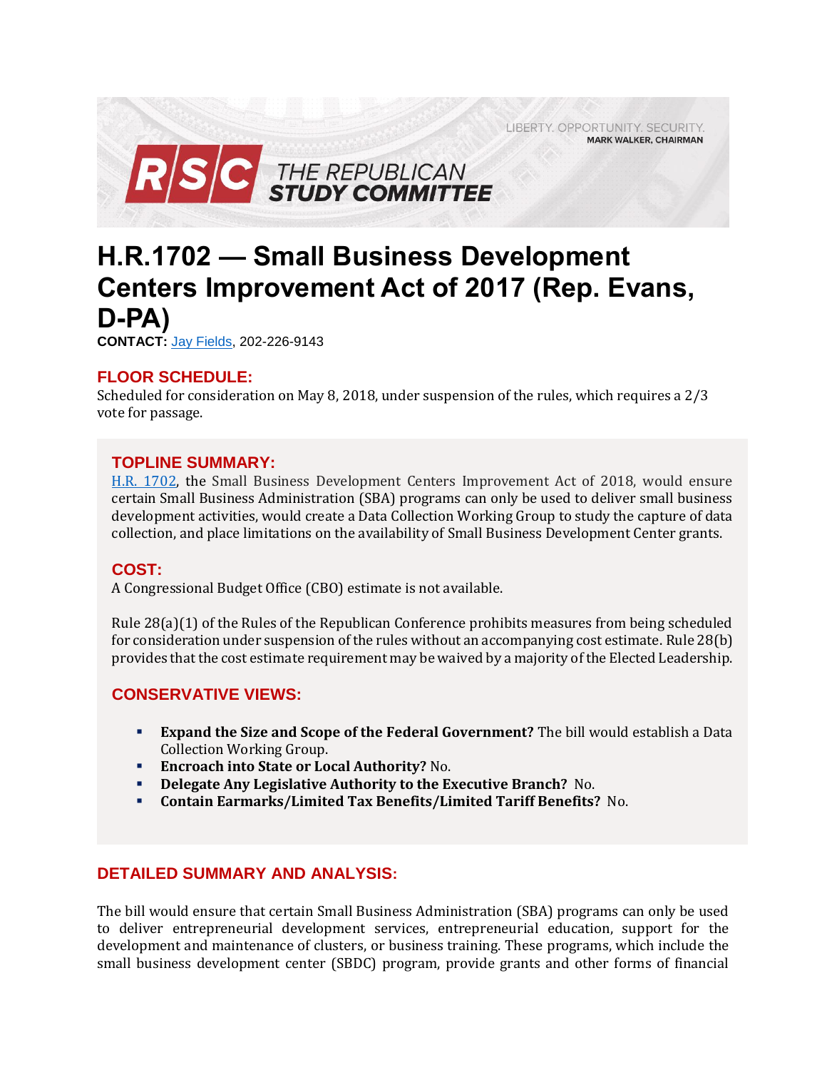LIBERTY. OPPORTUNITY. SECURITY.
MARK WALKER, CHAIRMAN

RSC THE REPUBLICAN STUDY COMMITTEE

# H.R.1702 — Small Business Development Centers Improvement Act of 2017 (Rep. Evans, D-PA)

**CONTACT:** Jay Fields, 202-226-9143

## FLOOR SCHEDULE:

Scheduled for consideration on May 8, 2018, under suspension of the rules, which requires a 2/3 vote for passage.

## TOPLINE SUMMARY:

H.R. 1702, the Small Business Development Centers Improvement Act of 2018, would ensure certain Small Business Administration (SBA) programs can only be used to deliver small business development activities, would create a Data Collection Working Group to study the capture of data collection, and place limitations on the availability of Small Business Development Center grants.

## COST:

A Congressional Budget Office (CBO) estimate is not available.

Rule 28(a)(1) of the Rules of the Republican Conference prohibits measures from being scheduled for consideration under suspension of the rules without an accompanying cost estimate. Rule 28(b) provides that the cost estimate requirement may be waived by a majority of the Elected Leadership.

## CONSERVATIVE VIEWS:

- **Expand the Size and Scope of the Federal Government?** The bill would establish a Data Collection Working Group.
- **Encroach into State or Local Authority?** No.
- **Delegate Any Legislative Authority to the Executive Branch?** No.
- **Contain Earmarks/Limited Tax Benefits/Limited Tariff Benefits?** No.

## DETAILED SUMMARY AND ANALYSIS:

The bill would ensure that certain Small Business Administration (SBA) programs can only be used to deliver entrepreneurial development services, entrepreneurial education, support for the development and maintenance of clusters, or business training. These programs, which include the small business development center (SBDC) program, provide grants and other forms of financial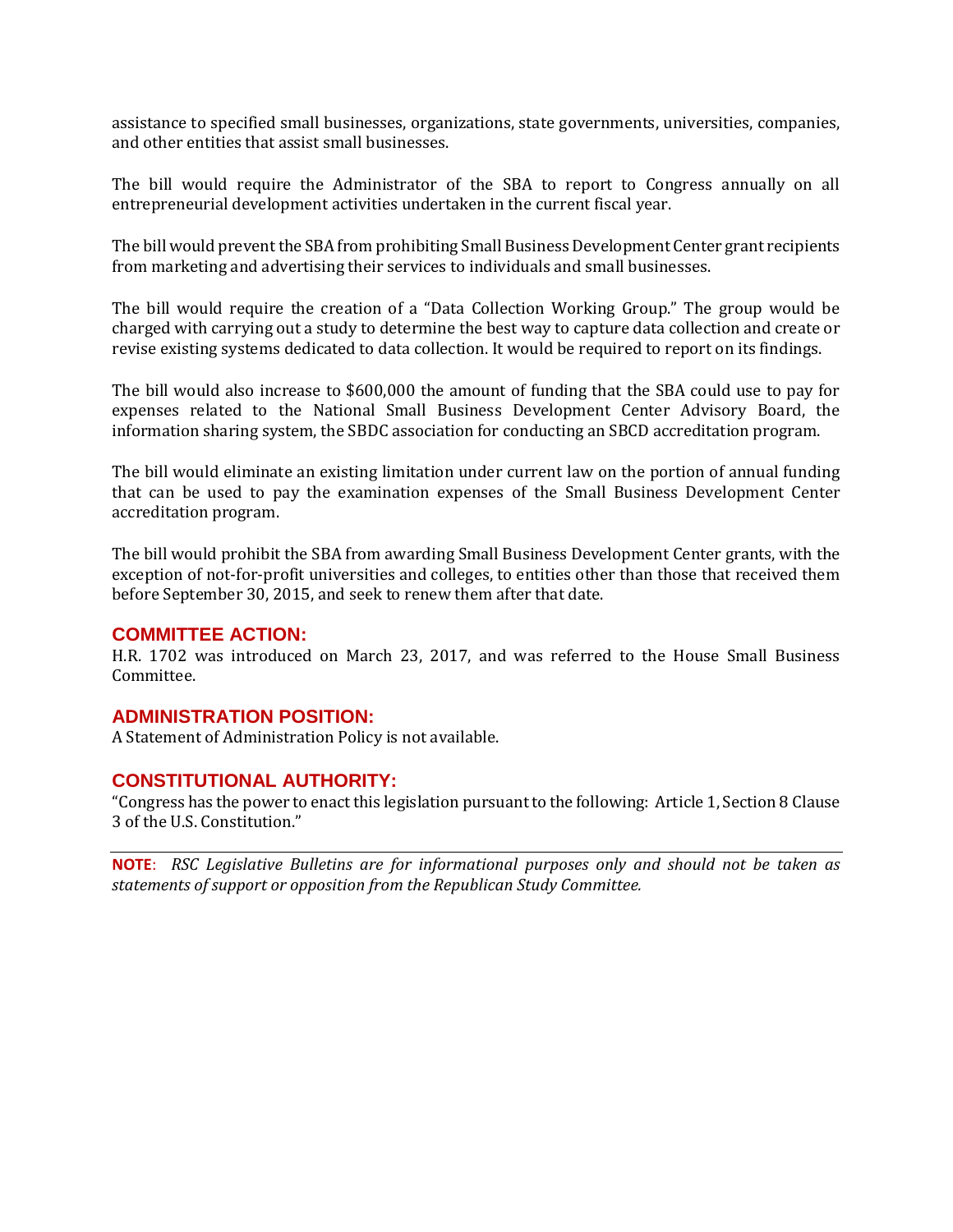assistance to specified small businesses, organizations, state governments, universities, companies, and other entities that assist small businesses.

The bill would require the Administrator of the SBA to report to Congress annually on all entrepreneurial development activities undertaken in the current fiscal year.

The bill would prevent the SBA from prohibiting Small Business Development Center grant recipients from marketing and advertising their services to individuals and small businesses.

The bill would require the creation of a "Data Collection Working Group." The group would be charged with carrying out a study to determine the best way to capture data collection and create or revise existing systems dedicated to data collection. It would be required to report on its findings.

The bill would also increase to $600,000 the amount of funding that the SBA could use to pay for expenses related to the National Small Business Development Center Advisory Board, the information sharing system, the SBDC association for conducting an SBCD accreditation program.

The bill would eliminate an existing limitation under current law on the portion of annual funding that can be used to pay the examination expenses of the Small Business Development Center accreditation program.

The bill would prohibit the SBA from awarding Small Business Development Center grants, with the exception of not-for-profit universities and colleges, to entities other than those that received them before September 30, 2015, and seek to renew them after that date.

## COMMITTEE ACTION:

H.R. 1702 was introduced on March 23, 2017, and was referred to the House Small Business Committee.

## ADMINISTRATION POSITION:

A Statement of Administration Policy is not available.

## CONSTITUTIONAL AUTHORITY:

"Congress has the power to enact this legislation pursuant to the following: Article 1, Section 8 Clause 3 of the U.S. Constitution."

---

**NOTE**: *RSC Legislative Bulletins are for informational purposes only and should not be taken as statements of support or opposition from the Republican Study Committee.*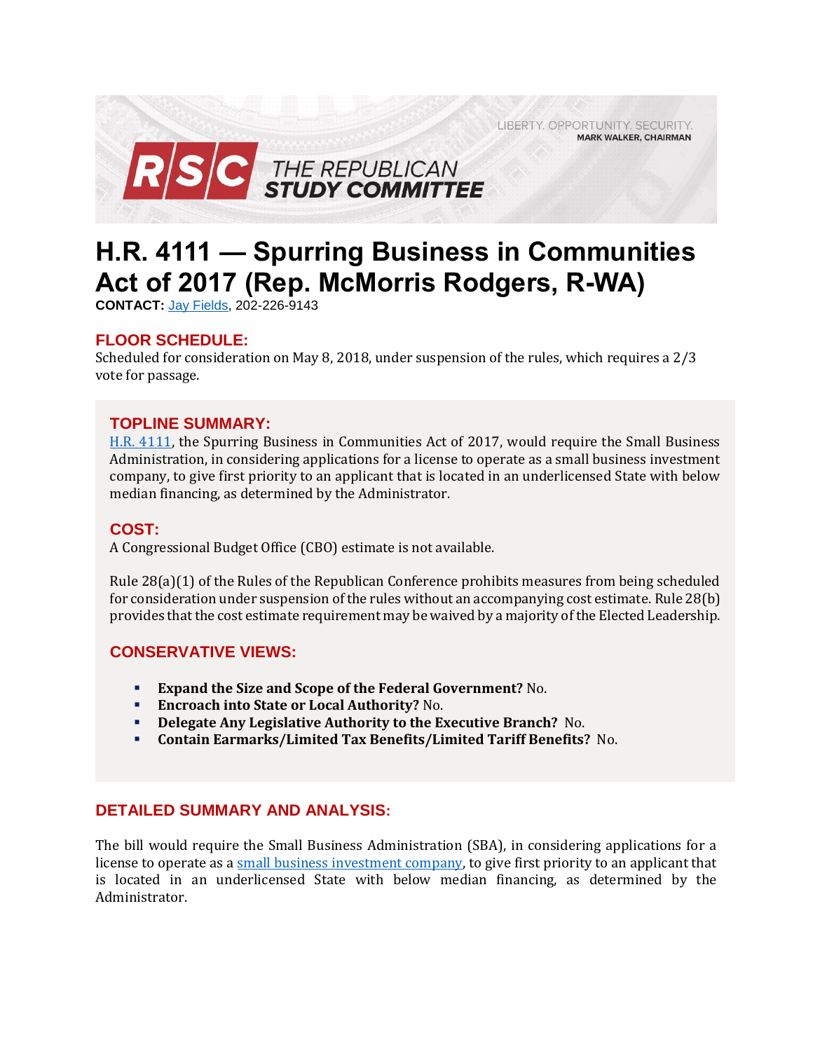# H.R. 4111 — Spurring Business in Communities Act of 2017 (Rep. McMorris Rodgers, R-WA)

**CONTACT:** Jay Fields, 202-226-9143

## FLOOR SCHEDULE:

Scheduled for consideration on May 8, 2018, under suspension of the rules, which requires a 2/3 vote for passage.

## TOPLINE SUMMARY:

H.R. 4111, the Spurring Business in Communities Act of 2017, would require the Small Business Administration, in considering applications for a license to operate as a small business investment company, to give first priority to an applicant that is located in an underlicensed State with below median financing, as determined by the Administrator.

## COST:

A Congressional Budget Office (CBO) estimate is not available.

Rule 28(a)(1) of the Rules of the Republican Conference prohibits measures from being scheduled for consideration under suspension of the rules without an accompanying cost estimate. Rule 28(b) provides that the cost estimate requirement may be waived by a majority of the Elected Leadership.

## CONSERVATIVE VIEWS:

- **Expand the Size and Scope of the Federal Government?** No.
- **Encroach into State or Local Authority?** No.
- **Delegate Any Legislative Authority to the Executive Branch?** No.
- **Contain Earmarks/Limited Tax Benefits/Limited Tariff Benefits?** No.

## DETAILED SUMMARY AND ANALYSIS:

The bill would require the Small Business Administration (SBA), in considering applications for a license to operate as a small business investment company, to give first priority to an applicant that is located in an underlicensed State with below median financing, as determined by the Administrator.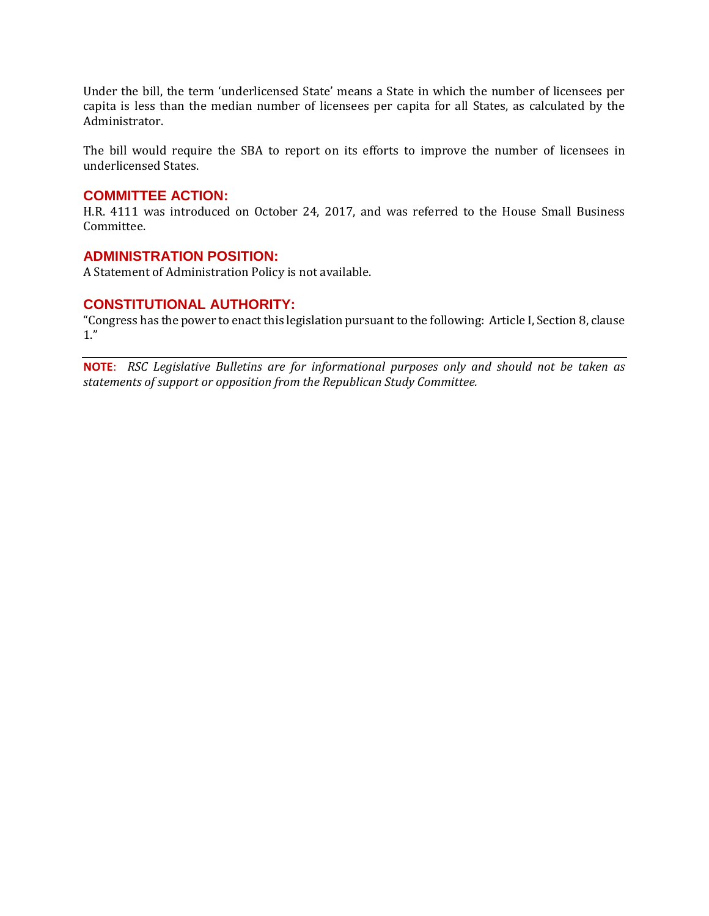Under the bill, the term 'underlicensed State' means a State in which the number of licensees per capita is less than the median number of licensees per capita for all States, as calculated by the Administrator.

The bill would require the SBA to report on its efforts to improve the number of licensees in underlicensed States.

## COMMITTEE ACTION:

H.R. 4111 was introduced on October 24, 2017, and was referred to the House Small Business Committee.

## ADMINISTRATION POSITION:

A Statement of Administration Policy is not available.

## CONSTITUTIONAL AUTHORITY:

"Congress has the power to enact this legislation pursuant to the following: Article I, Section 8, clause 1."

---

**NOTE**: *RSC Legislative Bulletins are for informational purposes only and should not be taken as statements of support or opposition from the Republican Study Committee.*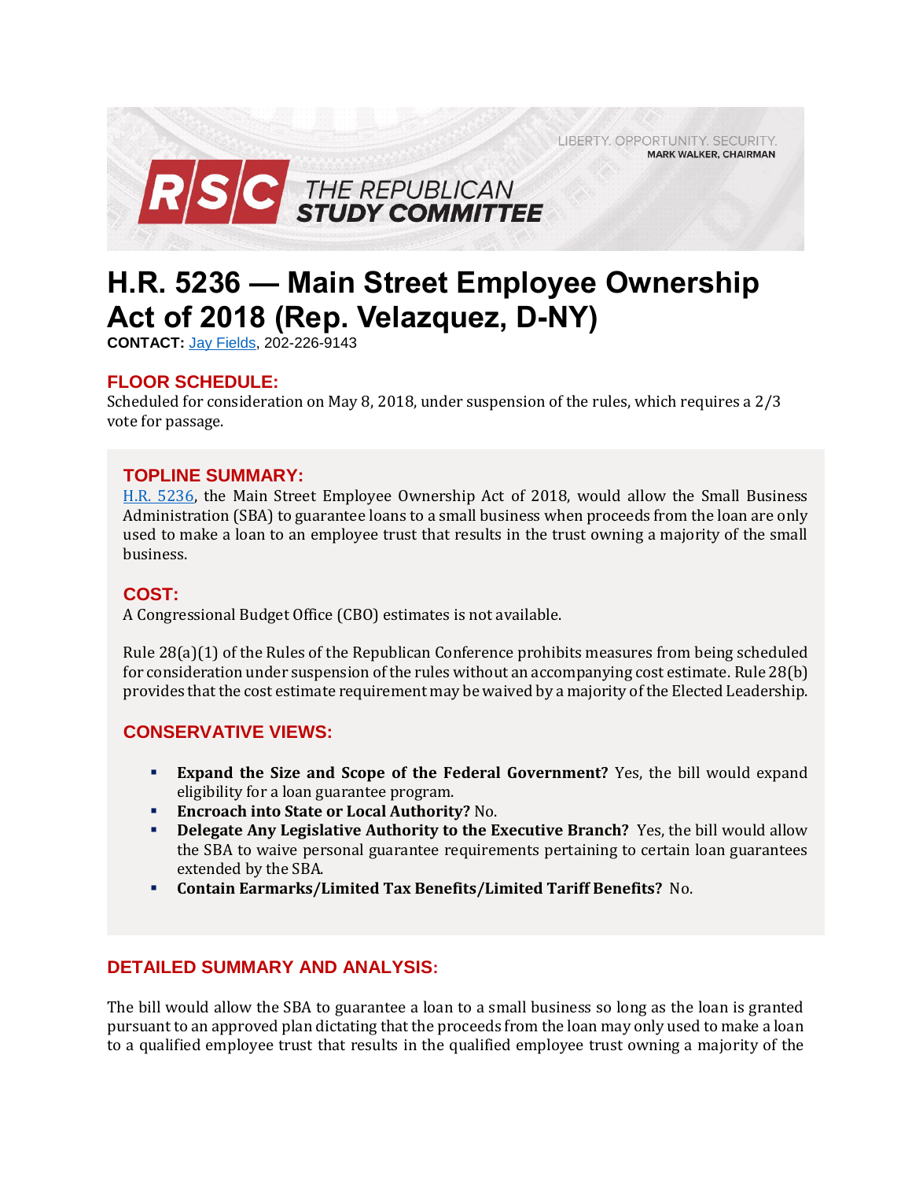LIBERTY. OPPORTUNITY. SECURITY.
MARK WALKER, CHAIRMAN

RSC THE REPUBLICAN STUDY COMMITTEE

# H.R. 5236 — Main Street Employee Ownership Act of 2018 (Rep. Velazquez, D-NY)

**CONTACT:** Jay Fields, 202-226-9143

## FLOOR SCHEDULE:

Scheduled for consideration on May 8, 2018, under suspension of the rules, which requires a 2/3 vote for passage.

## TOPLINE SUMMARY:

H.R. 5236, the Main Street Employee Ownership Act of 2018, would allow the Small Business Administration (SBA) to guarantee loans to a small business when proceeds from the loan are only used to make a loan to an employee trust that results in the trust owning a majority of the small business.

## COST:

A Congressional Budget Office (CBO) estimates is not available.

Rule 28(a)(1) of the Rules of the Republican Conference prohibits measures from being scheduled for consideration under suspension of the rules without an accompanying cost estimate. Rule 28(b) provides that the cost estimate requirement may be waived by a majority of the Elected Leadership.

## CONSERVATIVE VIEWS:

- **Expand the Size and Scope of the Federal Government?** Yes, the bill would expand eligibility for a loan guarantee program.
- **Encroach into State or Local Authority?** No.
- **Delegate Any Legislative Authority to the Executive Branch?** Yes, the bill would allow the SBA to waive personal guarantee requirements pertaining to certain loan guarantees extended by the SBA.
- **Contain Earmarks/Limited Tax Benefits/Limited Tariff Benefits?** No.

## DETAILED SUMMARY AND ANALYSIS:

The bill would allow the SBA to guarantee a loan to a small business so long as the loan is granted pursuant to an approved plan dictating that the proceeds from the loan may only used to make a loan to a qualified employee trust that results in the qualified employee trust owning a majority of the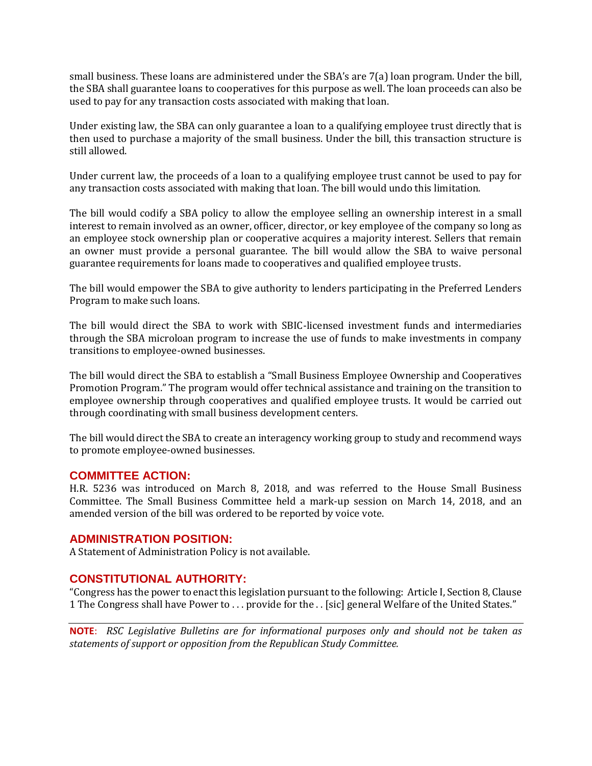small business. These loans are administered under the SBA's are 7(a) loan program. Under the bill, the SBA shall guarantee loans to cooperatives for this purpose as well. The loan proceeds can also be used to pay for any transaction costs associated with making that loan.

Under existing law, the SBA can only guarantee a loan to a qualifying employee trust directly that is then used to purchase a majority of the small business. Under the bill, this transaction structure is still allowed.

Under current law, the proceeds of a loan to a qualifying employee trust cannot be used to pay for any transaction costs associated with making that loan. The bill would undo this limitation.

The bill would codify a SBA policy to allow the employee selling an ownership interest in a small interest to remain involved as an owner, officer, director, or key employee of the company so long as an employee stock ownership plan or cooperative acquires a majority interest. Sellers that remain an owner must provide a personal guarantee. The bill would allow the SBA to waive personal guarantee requirements for loans made to cooperatives and qualified employee trusts.

The bill would empower the SBA to give authority to lenders participating in the Preferred Lenders Program to make such loans.

The bill would direct the SBA to work with SBIC-licensed investment funds and intermediaries through the SBA microloan program to increase the use of funds to make investments in company transitions to employee-owned businesses.

The bill would direct the SBA to establish a "Small Business Employee Ownership and Cooperatives Promotion Program." The program would offer technical assistance and training on the transition to employee ownership through cooperatives and qualified employee trusts. It would be carried out through coordinating with small business development centers.

The bill would direct the SBA to create an interagency working group to study and recommend ways to promote employee-owned businesses.

## COMMITTEE ACTION:

H.R. 5236 was introduced on March 8, 2018, and was referred to the House Small Business Committee. The Small Business Committee held a mark-up session on March 14, 2018, and an amended version of the bill was ordered to be reported by voice vote.

## ADMINISTRATION POSITION:

A Statement of Administration Policy is not available.

## CONSTITUTIONAL AUTHORITY:

"Congress has the power to enact this legislation pursuant to the following: Article I, Section 8, Clause 1 The Congress shall have Power to . . . provide for the . . [sic] general Welfare of the United States."

---

**NOTE**: *RSC Legislative Bulletins are for informational purposes only and should not be taken as statements of support or opposition from the Republican Study Committee.*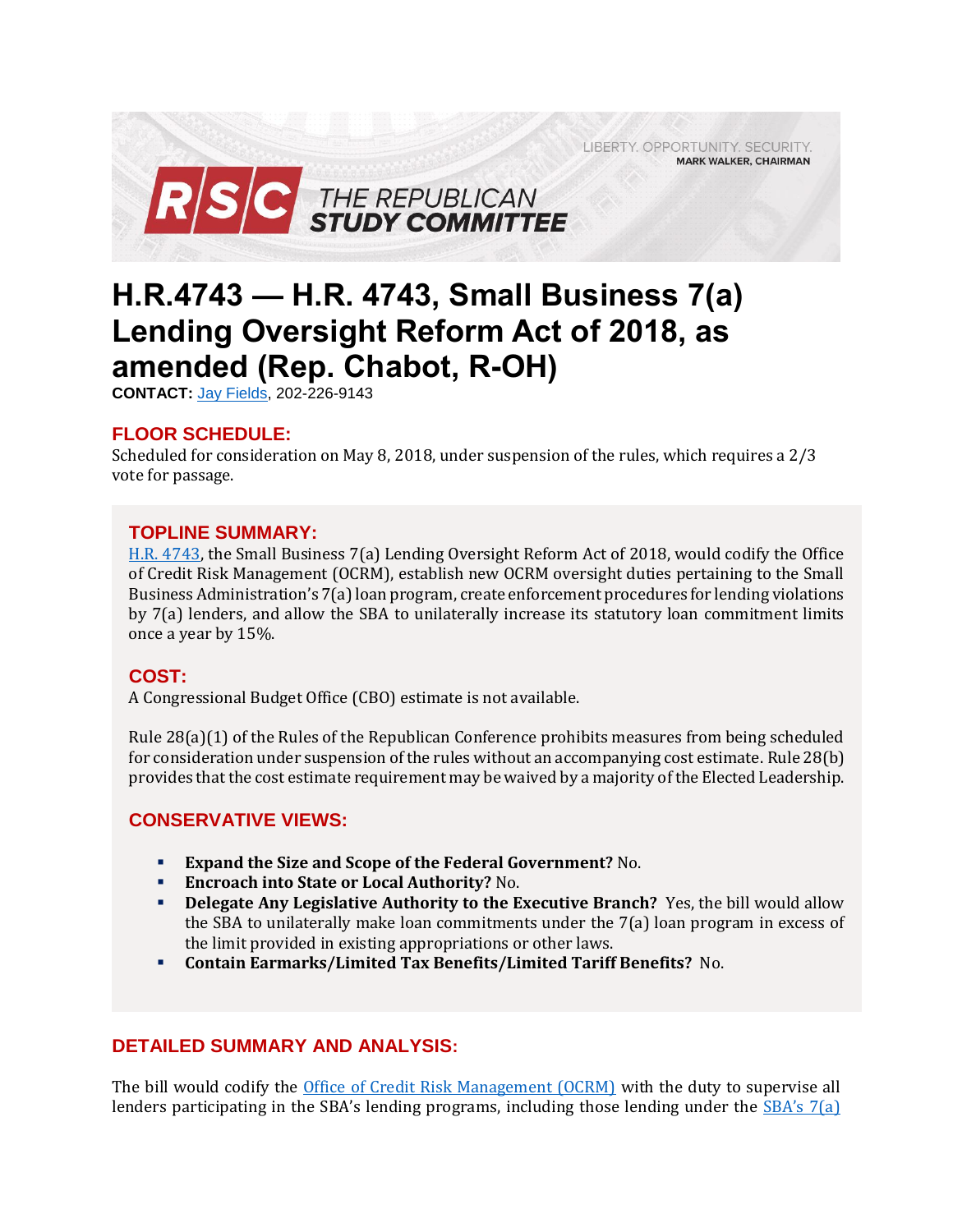LIBERTY. OPPORTUNITY. SECURITY.
MARK WALKER, CHAIRMAN

RSC THE REPUBLICAN STUDY COMMITTEE

# H.R.4743 — H.R. 4743, Small Business 7(a) Lending Oversight Reform Act of 2018, as amended (Rep. Chabot, R-OH)

**CONTACT:** Jay Fields, 202-226-9143

## FLOOR SCHEDULE:

Scheduled for consideration on May 8, 2018, under suspension of the rules, which requires a 2/3 vote for passage.

## TOPLINE SUMMARY:

H.R. 4743, the Small Business 7(a) Lending Oversight Reform Act of 2018, would codify the Office of Credit Risk Management (OCRM), establish new OCRM oversight duties pertaining to the Small Business Administration's 7(a) loan program, create enforcement procedures for lending violations by 7(a) lenders, and allow the SBA to unilaterally increase its statutory loan commitment limits once a year by 15%.

## COST:

A Congressional Budget Office (CBO) estimate is not available.

Rule 28(a)(1) of the Rules of the Republican Conference prohibits measures from being scheduled for consideration under suspension of the rules without an accompanying cost estimate. Rule 28(b) provides that the cost estimate requirement may be waived by a majority of the Elected Leadership.

## CONSERVATIVE VIEWS:

- **Expand the Size and Scope of the Federal Government?** No.
- **Encroach into State or Local Authority?** No.
- **Delegate Any Legislative Authority to the Executive Branch?** Yes, the bill would allow the SBA to unilaterally make loan commitments under the 7(a) loan program in excess of the limit provided in existing appropriations or other laws.
- **Contain Earmarks/Limited Tax Benefits/Limited Tariff Benefits?** No.

## DETAILED SUMMARY AND ANALYSIS:

The bill would codify the Office of Credit Risk Management (OCRM) with the duty to supervise all lenders participating in the SBA's lending programs, including those lending under the SBA's 7(a)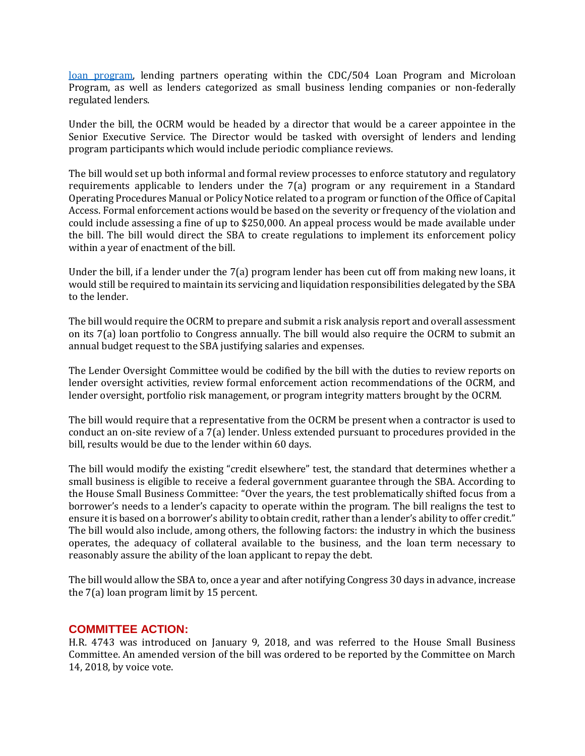loan program, lending partners operating within the CDC/504 Loan Program and Microloan Program, as well as lenders categorized as small business lending companies or non-federally regulated lenders.

Under the bill, the OCRM would be headed by a director that would be a career appointee in the Senior Executive Service. The Director would be tasked with oversight of lenders and lending program participants which would include periodic compliance reviews.

The bill would set up both informal and formal review processes to enforce statutory and regulatory requirements applicable to lenders under the 7(a) program or any requirement in a Standard Operating Procedures Manual or Policy Notice related to a program or function of the Office of Capital Access. Formal enforcement actions would be based on the severity or frequency of the violation and could include assessing a fine of up to $250,000. An appeal process would be made available under the bill. The bill would direct the SBA to create regulations to implement its enforcement policy within a year of enactment of the bill.

Under the bill, if a lender under the 7(a) program lender has been cut off from making new loans, it would still be required to maintain its servicing and liquidation responsibilities delegated by the SBA to the lender.

The bill would require the OCRM to prepare and submit a risk analysis report and overall assessment on its 7(a) loan portfolio to Congress annually. The bill would also require the OCRM to submit an annual budget request to the SBA justifying salaries and expenses.

The Lender Oversight Committee would be codified by the bill with the duties to review reports on lender oversight activities, review formal enforcement action recommendations of the OCRM, and lender oversight, portfolio risk management, or program integrity matters brought by the OCRM.

The bill would require that a representative from the OCRM be present when a contractor is used to conduct an on-site review of a 7(a) lender. Unless extended pursuant to procedures provided in the bill, results would be due to the lender within 60 days.

The bill would modify the existing "credit elsewhere" test, the standard that determines whether a small business is eligible to receive a federal government guarantee through the SBA. According to the House Small Business Committee: "Over the years, the test problematically shifted focus from a borrower's needs to a lender's capacity to operate within the program. The bill realigns the test to ensure it is based on a borrower's ability to obtain credit, rather than a lender's ability to offer credit." The bill would also include, among others, the following factors: the industry in which the business operates, the adequacy of collateral available to the business, and the loan term necessary to reasonably assure the ability of the loan applicant to repay the debt.

The bill would allow the SBA to, once a year and after notifying Congress 30 days in advance, increase the 7(a) loan program limit by 15 percent.

## COMMITTEE ACTION:

H.R. 4743 was introduced on January 9, 2018, and was referred to the House Small Business Committee. An amended version of the bill was ordered to be reported by the Committee on March 14, 2018, by voice vote.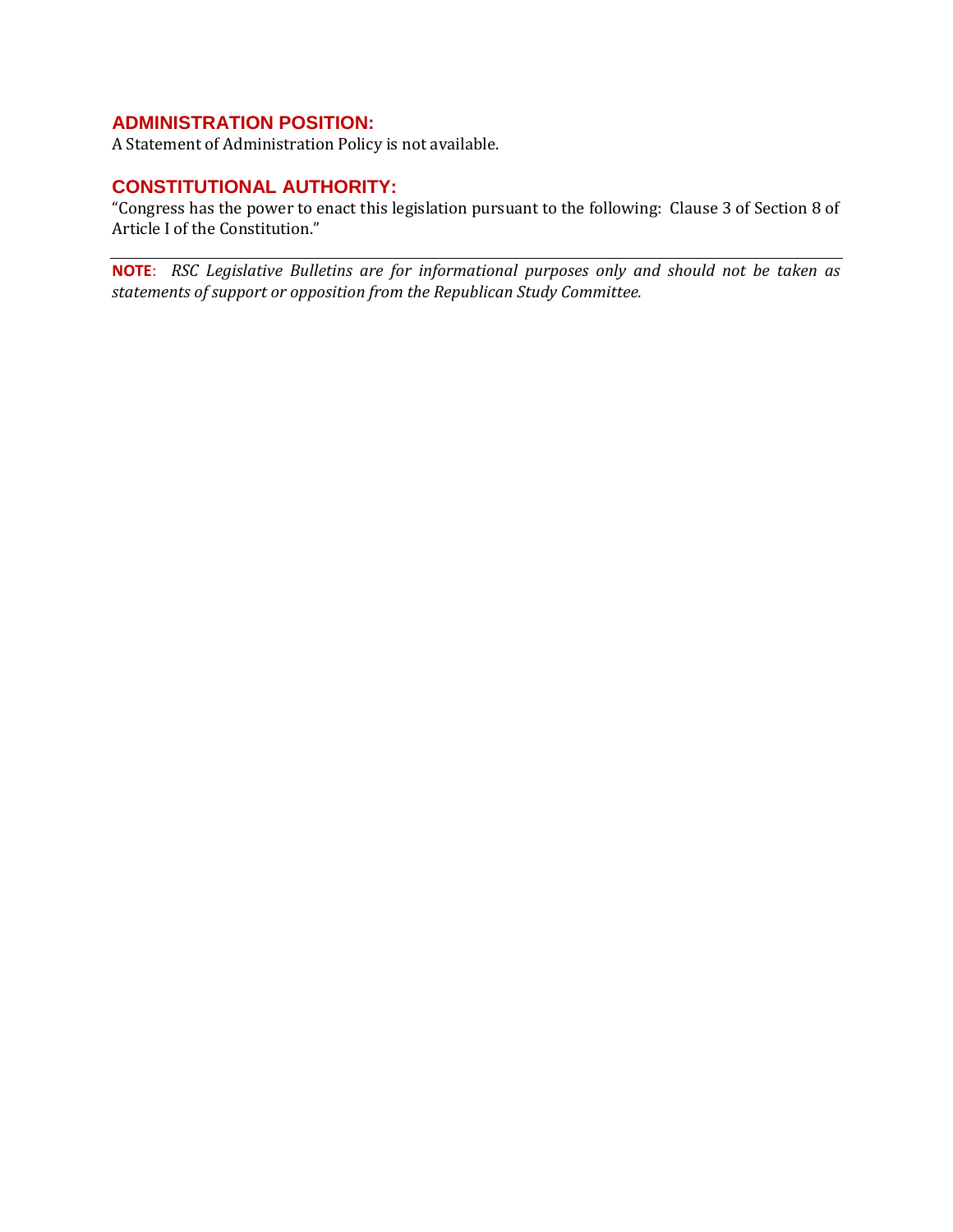## ADMINISTRATION POSITION:

A Statement of Administration Policy is not available.

## CONSTITUTIONAL AUTHORITY:

"Congress has the power to enact this legislation pursuant to the following: Clause 3 of Section 8 of Article I of the Constitution."

---

**NOTE**: *RSC Legislative Bulletins are for informational purposes only and should not be taken as statements of support or opposition from the Republican Study Committee.*